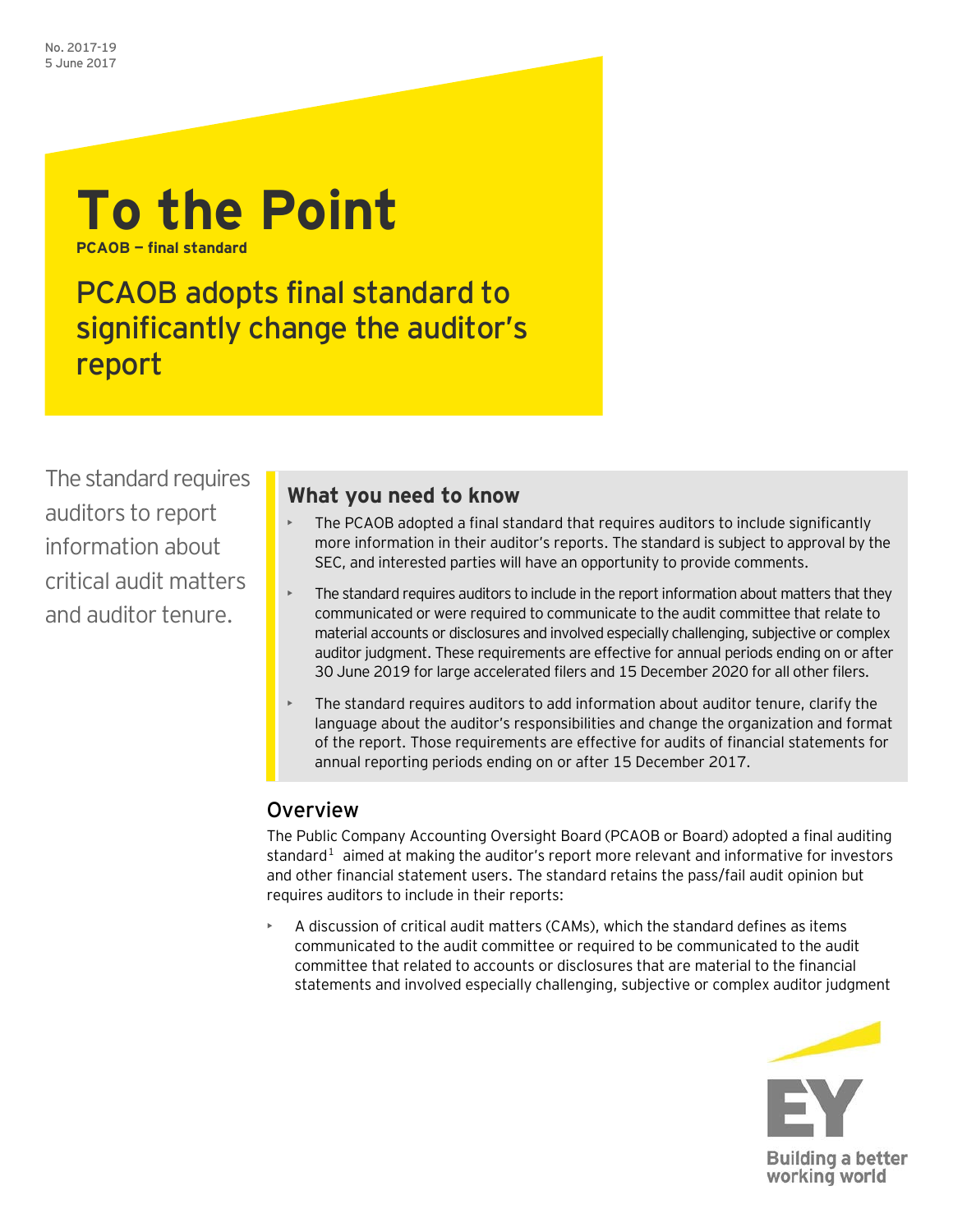No. 2017-19
5 June 2017

# To the Point

**PCAOB — final standard**

## PCAOB adopts final standard to significantly change the auditor's report

The standard requires auditors to report information about critical audit matters and auditor tenure.

### What you need to know

- The PCAOB adopted a final standard that requires auditors to include significantly more information in their auditor's reports. The standard is subject to approval by the SEC, and interested parties will have an opportunity to provide comments.
- The standard requires auditors to include in the report information about matters that they communicated or were required to communicate to the audit committee that relate to material accounts or disclosures and involved especially challenging, subjective or complex auditor judgment. These requirements are effective for annual periods ending on or after 30 June 2019 for large accelerated filers and 15 December 2020 for all other filers.
- The standard requires auditors to add information about auditor tenure, clarify the language about the auditor's responsibilities and change the organization and format of the report. Those requirements are effective for audits of financial statements for annual reporting periods ending on or after 15 December 2017.

## Overview

The Public Company Accounting Oversight Board (PCAOB or Board) adopted a final auditing standard[1] aimed at making the auditor's report more relevant and informative for investors and other financial statement users. The standard retains the pass/fail audit opinion but requires auditors to include in their reports:

- A discussion of critical audit matters (CAMs), which the standard defines as items communicated to the audit committee or required to be communicated to the audit committee that related to accounts or disclosures that are material to the financial statements and involved especially challenging, subjective or complex auditor judgment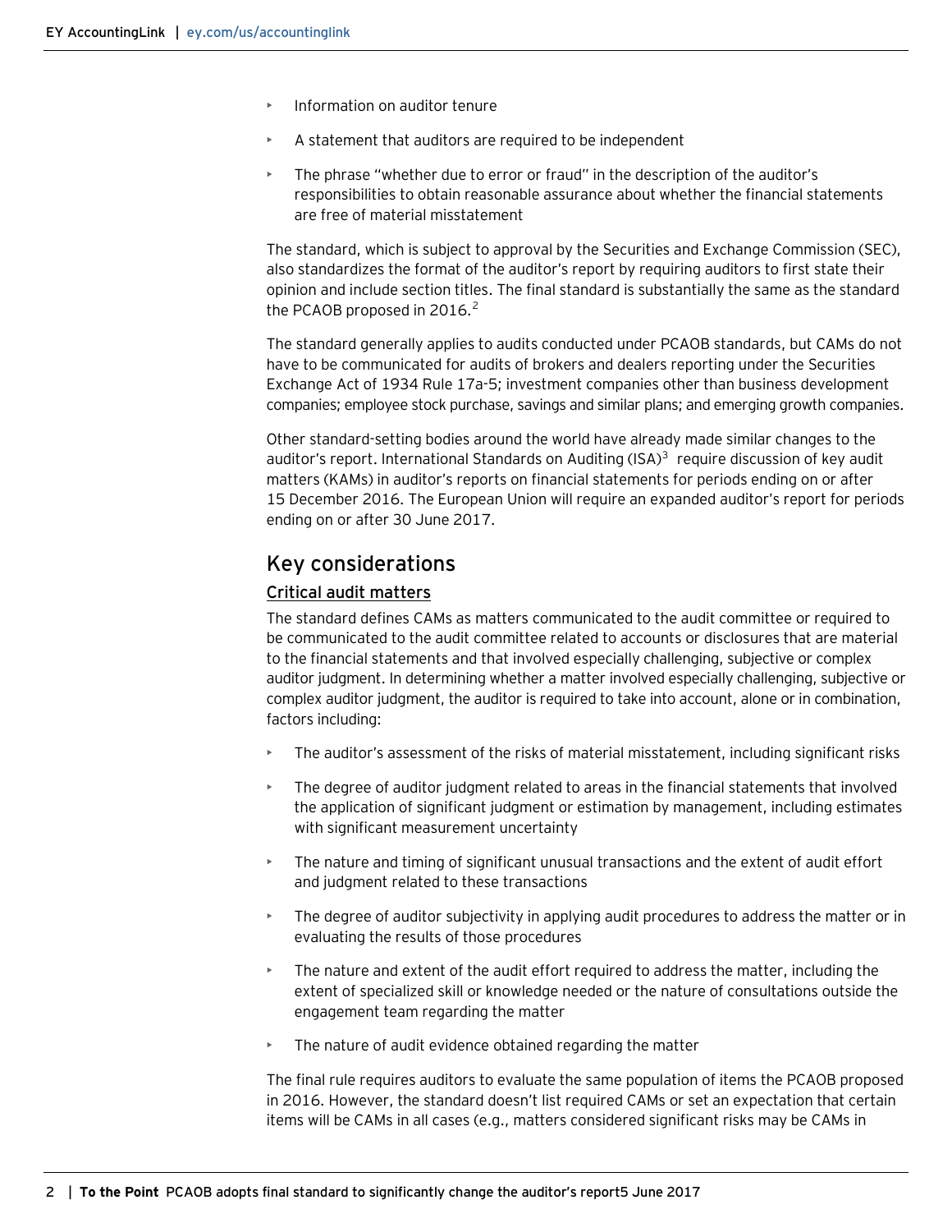- Information on auditor tenure
- A statement that auditors are required to be independent
- The phrase "whether due to error or fraud" in the description of the auditor's responsibilities to obtain reasonable assurance about whether the financial statements are free of material misstatement

The standard, which is subject to approval by the Securities and Exchange Commission (SEC), also standardizes the format of the auditor's report by requiring auditors to first state their opinion and include section titles. The final standard is substantially the same as the standard the PCAOB proposed in 2016.[2]

The standard generally applies to audits conducted under PCAOB standards, but CAMs do not have to be communicated for audits of brokers and dealers reporting under the Securities Exchange Act of 1934 Rule 17a-5; investment companies other than business development companies; employee stock purchase, savings and similar plans; and emerging growth companies.

Other standard-setting bodies around the world have already made similar changes to the auditor's report. International Standards on Auditing (ISA)[3] require discussion of key audit matters (KAMs) in auditor's reports on financial statements for periods ending on or after 15 December 2016. The European Union will require an expanded auditor's report for periods ending on or after 30 June 2017.

## Key considerations

### Critical audit matters

The standard defines CAMs as matters communicated to the audit committee or required to be communicated to the audit committee related to accounts or disclosures that are material to the financial statements and that involved especially challenging, subjective or complex auditor judgment. In determining whether a matter involved especially challenging, subjective or complex auditor judgment, the auditor is required to take into account, alone or in combination, factors including:

- The auditor's assessment of the risks of material misstatement, including significant risks
- The degree of auditor judgment related to areas in the financial statements that involved the application of significant judgment or estimation by management, including estimates with significant measurement uncertainty
- The nature and timing of significant unusual transactions and the extent of audit effort and judgment related to these transactions
- The degree of auditor subjectivity in applying audit procedures to address the matter or in evaluating the results of those procedures
- The nature and extent of the audit effort required to address the matter, including the extent of specialized skill or knowledge needed or the nature of consultations outside the engagement team regarding the matter
- The nature of audit evidence obtained regarding the matter

The final rule requires auditors to evaluate the same population of items the PCAOB proposed in 2016. However, the standard doesn't list required CAMs or set an expectation that certain items will be CAMs in all cases (e.g., matters considered significant risks may be CAMs in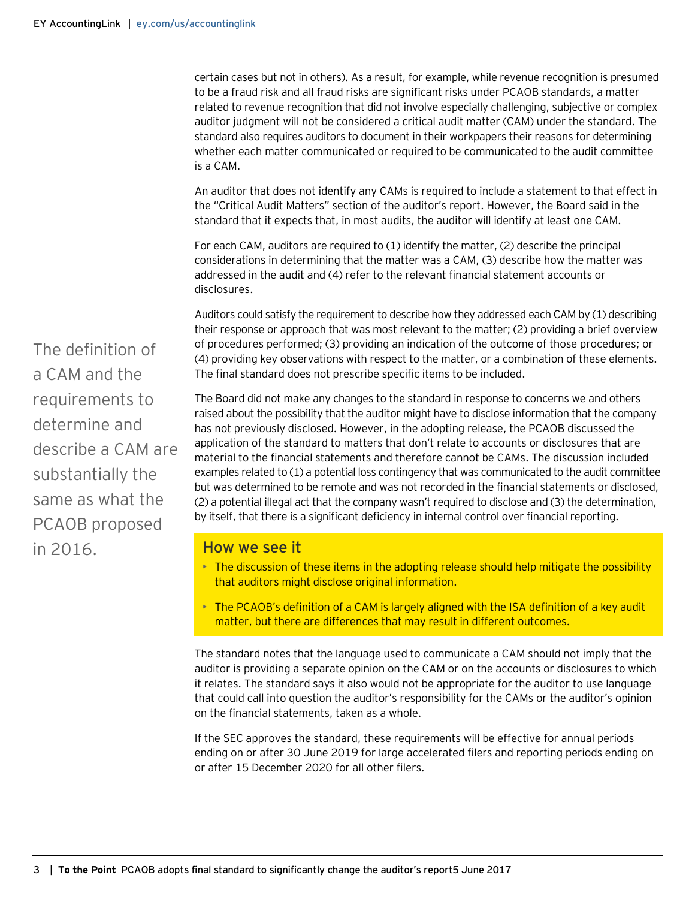certain cases but not in others). As a result, for example, while revenue recognition is presumed to be a fraud risk and all fraud risks are significant risks under PCAOB standards, a matter related to revenue recognition that did not involve especially challenging, subjective or complex auditor judgment will not be considered a critical audit matter (CAM) under the standard. The standard also requires auditors to document in their workpapers their reasons for determining whether each matter communicated or required to be communicated to the audit committee is a CAM.

An auditor that does not identify any CAMs is required to include a statement to that effect in the "Critical Audit Matters" section of the auditor's report. However, the Board said in the standard that it expects that, in most audits, the auditor will identify at least one CAM.

For each CAM, auditors are required to (1) identify the matter, (2) describe the principal considerations in determining that the matter was a CAM, (3) describe how the matter was addressed in the audit and (4) refer to the relevant financial statement accounts or disclosures.

> The definition of a CAM and the requirements to determine and describe a CAM are substantially the same as what the PCAOB proposed in 2016.

Auditors could satisfy the requirement to describe how they addressed each CAM by (1) describing their response or approach that was most relevant to the matter; (2) providing a brief overview of procedures performed; (3) providing an indication of the outcome of those procedures; or (4) providing key observations with respect to the matter, or a combination of these elements. The final standard does not prescribe specific items to be included.

The Board did not make any changes to the standard in response to concerns we and others raised about the possibility that the auditor might have to disclose information that the company has not previously disclosed. However, in the adopting release, the PCAOB discussed the application of the standard to matters that don't relate to accounts or disclosures that are material to the financial statements and therefore cannot be CAMs. The discussion included examples related to (1) a potential loss contingency that was communicated to the audit committee but was determined to be remote and was not recorded in the financial statements or disclosed, (2) a potential illegal act that the company wasn't required to disclose and (3) the determination, by itself, that there is a significant deficiency in internal control over financial reporting.

## How we see it

- The discussion of these items in the adopting release should help mitigate the possibility that auditors might disclose original information.
- The PCAOB's definition of a CAM is largely aligned with the ISA definition of a key audit matter, but there are differences that may result in different outcomes.

The standard notes that the language used to communicate a CAM should not imply that the auditor is providing a separate opinion on the CAM or on the accounts or disclosures to which it relates. The standard says it also would not be appropriate for the auditor to use language that could call into question the auditor's responsibility for the CAMs or the auditor's opinion on the financial statements, taken as a whole.

If the SEC approves the standard, these requirements will be effective for annual periods ending on or after 30 June 2019 for large accelerated filers and reporting periods ending on or after 15 December 2020 for all other filers.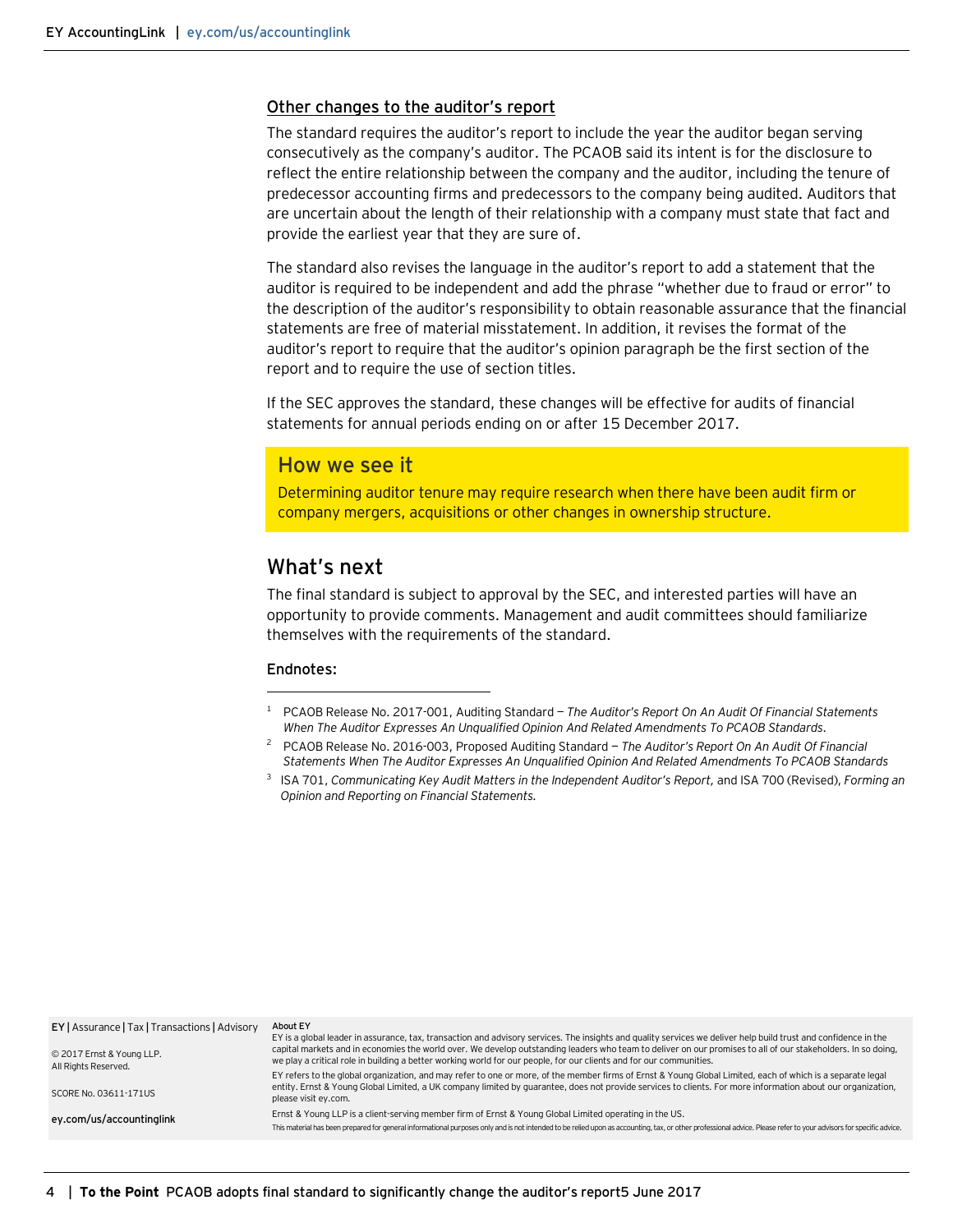### Other changes to the auditor's report

The standard requires the auditor's report to include the year the auditor began serving consecutively as the company's auditor. The PCAOB said its intent is for the disclosure to reflect the entire relationship between the company and the auditor, including the tenure of predecessor accounting firms and predecessors to the company being audited. Auditors that are uncertain about the length of their relationship with a company must state that fact and provide the earliest year that they are sure of.

The standard also revises the language in the auditor's report to add a statement that the auditor is required to be independent and add the phrase "whether due to fraud or error" to the description of the auditor's responsibility to obtain reasonable assurance that the financial statements are free of material misstatement. In addition, it revises the format of the auditor's report to require that the auditor's opinion paragraph be the first section of the report and to require the use of section titles.

If the SEC approves the standard, these changes will be effective for audits of financial statements for annual periods ending on or after 15 December 2017.

> **How we see it**
>
> Determining auditor tenure may require research when there have been audit firm or company mergers, acquisitions or other changes in ownership structure.

## What's next

The final standard is subject to approval by the SEC, and interested parties will have an opportunity to provide comments. Management and audit committees should familiarize themselves with the requirements of the standard.

**Endnotes:**

[1] PCAOB Release No. 2017-001, Auditing Standard — *The Auditor's Report On An Audit Of Financial Statements When The Auditor Expresses An Unqualified Opinion And Related Amendments To PCAOB Standards.*

[2] PCAOB Release No. 2016-003, Proposed Auditing Standard — *The Auditor's Report On An Audit Of Financial Statements When The Auditor Expresses An Unqualified Opinion And Related Amendments To PCAOB Standards*

[3] ISA 701, *Communicating Key Audit Matters in the Independent Auditor's Report,* and ISA 700 (Revised), *Forming an Opinion and Reporting on Financial Statements.*

EY | Assurance | Tax | Transactions | Advisory

© 2017 Ernst & Young LLP.
All Rights Reserved.

SCORE No. 03611-171US

ey.com/us/accountinglink

**About EY**

EY is a global leader in assurance, tax, transaction and advisory services. The insights and quality services we deliver help build trust and confidence in the capital markets and in economies the world over. We develop outstanding leaders who team to deliver on our promises to all of our stakeholders. In so doing, we play a critical role in building a better working world for our people, for our clients and for our communities.

EY refers to the global organization, and may refer to one or more, of the member firms of Ernst & Young Global Limited, each of which is a separate legal entity. Ernst & Young Global Limited, a UK company limited by guarantee, does not provide services to clients. For more information about our organization, please visit ey.com.

Ernst & Young LLP is a client-serving member firm of Ernst & Young Global Limited operating in the US.

This material has been prepared for general informational purposes only and is not intended to be relied upon as accounting, tax, or other professional advice. Please refer to your advisors for specific advice.